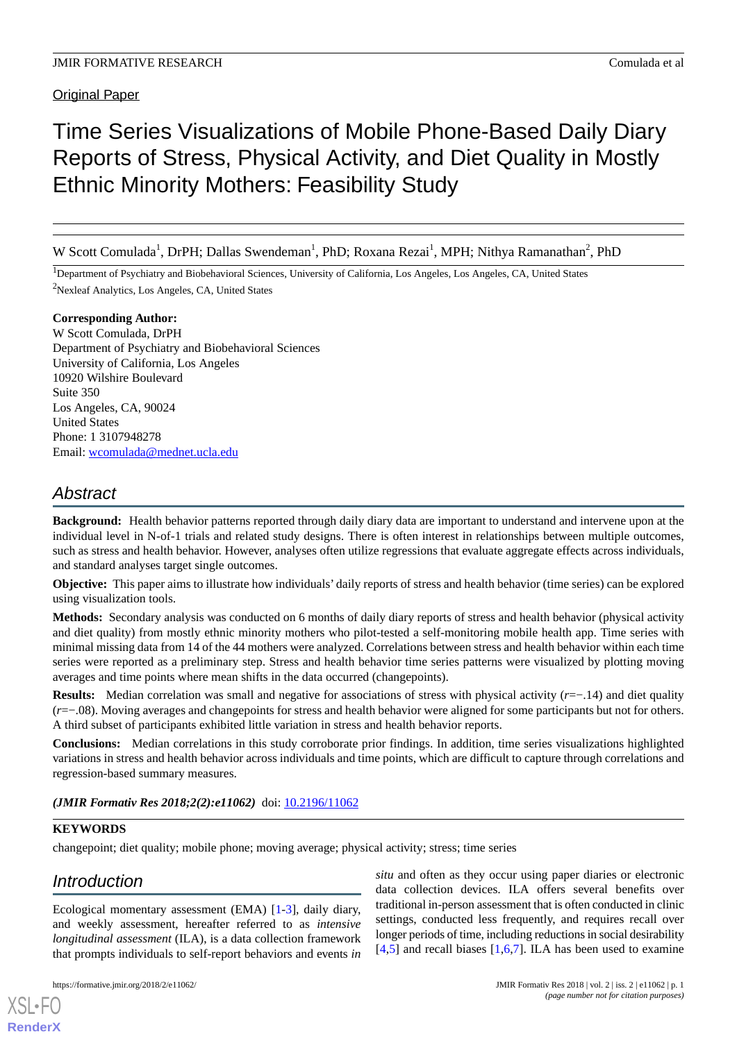Original Paper

# Time Series Visualizations of Mobile Phone-Based Daily Diary Reports of Stress, Physical Activity, and Diet Quality in Mostly Ethnic Minority Mothers: Feasibility Study

W Scott Comulada[1], DrPH; Dallas Swendeman[1], PhD; Roxana Rezai[1], MPH; Nithya Ramanathan[2], PhD

[1]Department of Psychiatry and Biobehavioral Sciences, University of California, Los Angeles, Los Angeles, CA, United States

[2]Nexleaf Analytics, Los Angeles, CA, United States

**Corresponding Author:**
W Scott Comulada, DrPH
Department of Psychiatry and Biobehavioral Sciences
University of California, Los Angeles
10920 Wilshire Boulevard
Suite 350
Los Angeles, CA, 90024
United States
Phone: 1 3107948278
Email: wcomulada@mednet.ucla.edu

## Abstract

**Background:** Health behavior patterns reported through daily diary data are important to understand and intervene upon at the individual level in N-of-1 trials and related study designs. There is often interest in relationships between multiple outcomes, such as stress and health behavior. However, analyses often utilize regressions that evaluate aggregate effects across individuals, and standard analyses target single outcomes.

**Objective:** This paper aims to illustrate how individuals' daily reports of stress and health behavior (time series) can be explored using visualization tools.

**Methods:** Secondary analysis was conducted on 6 months of daily diary reports of stress and health behavior (physical activity and diet quality) from mostly ethnic minority mothers who pilot-tested a self-monitoring mobile health app. Time series with minimal missing data from 14 of the 44 mothers were analyzed. Correlations between stress and health behavior within each time series were reported as a preliminary step. Stress and health behavior time series patterns were visualized by plotting moving averages and time points where mean shifts in the data occurred (changepoints).

**Results:** Median correlation was small and negative for associations of stress with physical activity ($r=-.14$) and diet quality ($r=-.08$). Moving averages and changepoints for stress and health behavior were aligned for some participants but not for others. A third subset of participants exhibited little variation in stress and health behavior reports.

**Conclusions:** Median correlations in this study corroborate prior findings. In addition, time series visualizations highlighted variations in stress and health behavior across individuals and time points, which are difficult to capture through correlations and regression-based summary measures.

***(JMIR Formativ Res 2018;2(2):e11062)*** doi: 10.2196/11062

**KEYWORDS**

changepoint; diet quality; mobile phone; moving average; physical activity; stress; time series

## Introduction

Ecological momentary assessment (EMA) [1-3], daily diary, and weekly assessment, hereafter referred to as *intensive longitudinal assessment* (ILA), is a data collection framework that prompts individuals to self-report behaviors and events *in situ* and often as they occur using paper diaries or electronic data collection devices. ILA offers several benefits over traditional in-person assessment that is often conducted in clinic settings, conducted less frequently, and requires recall over longer periods of time, including reductions in social desirability [4,5] and recall biases [1,6,7]. ILA has been used to examine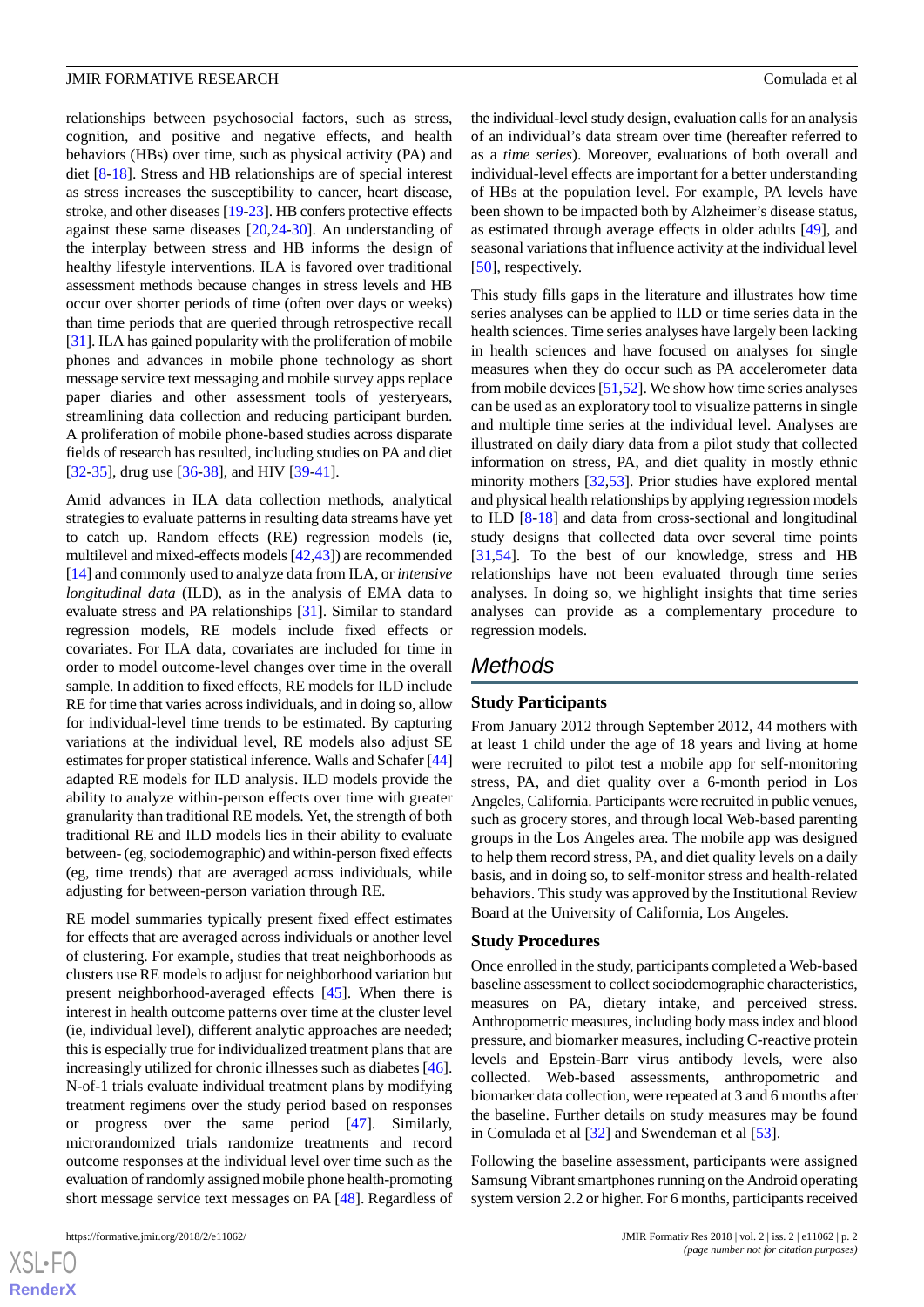relationships between psychosocial factors, such as stress, cognition, and positive and negative effects, and health behaviors (HBs) over time, such as physical activity (PA) and diet [8-18]. Stress and HB relationships are of special interest as stress increases the susceptibility to cancer, heart disease, stroke, and other diseases [19-23]. HB confers protective effects against these same diseases [20,24-30]. An understanding of the interplay between stress and HB informs the design of healthy lifestyle interventions. ILA is favored over traditional assessment methods because changes in stress levels and HB occur over shorter periods of time (often over days or weeks) than time periods that are queried through retrospective recall [31]. ILA has gained popularity with the proliferation of mobile phones and advances in mobile phone technology as short message service text messaging and mobile survey apps replace paper diaries and other assessment tools of yesteryears, streamlining data collection and reducing participant burden. A proliferation of mobile phone-based studies across disparate fields of research has resulted, including studies on PA and diet [32-35], drug use [36-38], and HIV [39-41].

Amid advances in ILA data collection methods, analytical strategies to evaluate patterns in resulting data streams have yet to catch up. Random effects (RE) regression models (ie, multilevel and mixed-effects models [42,43]) are recommended [14] and commonly used to analyze data from ILA, or *intensive longitudinal data* (ILD), as in the analysis of EMA data to evaluate stress and PA relationships [31]. Similar to standard regression models, RE models include fixed effects or covariates. For ILA data, covariates are included for time in order to model outcome-level changes over time in the overall sample. In addition to fixed effects, RE models for ILD include RE for time that varies across individuals, and in doing so, allow for individual-level time trends to be estimated. By capturing variations at the individual level, RE models also adjust SE estimates for proper statistical inference. Walls and Schafer [44] adapted RE models for ILD analysis. ILD models provide the ability to analyze within-person effects over time with greater granularity than traditional RE models. Yet, the strength of both traditional RE and ILD models lies in their ability to evaluate between- (eg, sociodemographic) and within-person fixed effects (eg, time trends) that are averaged across individuals, while adjusting for between-person variation through RE.

RE model summaries typically present fixed effect estimates for effects that are averaged across individuals or another level of clustering. For example, studies that treat neighborhoods as clusters use RE models to adjust for neighborhood variation but present neighborhood-averaged effects [45]. When there is interest in health outcome patterns over time at the cluster level (ie, individual level), different analytic approaches are needed; this is especially true for individualized treatment plans that are increasingly utilized for chronic illnesses such as diabetes [46]. N-of-1 trials evaluate individual treatment plans by modifying treatment regimens over the study period based on responses or progress over the same period [47]. Similarly, microrandomized trials randomize treatments and record outcome responses at the individual level over time such as the evaluation of randomly assigned mobile phone health-promoting short message service text messages on PA [48]. Regardless of the individual-level study design, evaluation calls for an analysis of an individual's data stream over time (hereafter referred to as a *time series*). Moreover, evaluations of both overall and individual-level effects are important for a better understanding of HBs at the population level. For example, PA levels have been shown to be impacted both by Alzheimer's disease status, as estimated through average effects in older adults [49], and seasonal variations that influence activity at the individual level [50], respectively.

This study fills gaps in the literature and illustrates how time series analyses can be applied to ILD or time series data in the health sciences. Time series analyses have largely been lacking in health sciences and have focused on analyses for single measures when they do occur such as PA accelerometer data from mobile devices [51,52]. We show how time series analyses can be used as an exploratory tool to visualize patterns in single and multiple time series at the individual level. Analyses are illustrated on daily diary data from a pilot study that collected information on stress, PA, and diet quality in mostly ethnic minority mothers [32,53]. Prior studies have explored mental and physical health relationships by applying regression models to ILD [8-18] and data from cross-sectional and longitudinal study designs that collected data over several time points [31,54]. To the best of our knowledge, stress and HB relationships have not been evaluated through time series analyses. In doing so, we highlight insights that time series analyses can provide as a complementary procedure to regression models.

## Methods

### Study Participants

From January 2012 through September 2012, 44 mothers with at least 1 child under the age of 18 years and living at home were recruited to pilot test a mobile app for self-monitoring stress, PA, and diet quality over a 6-month period in Los Angeles, California. Participants were recruited in public venues, such as grocery stores, and through local Web-based parenting groups in the Los Angeles area. The mobile app was designed to help them record stress, PA, and diet quality levels on a daily basis, and in doing so, to self-monitor stress and health-related behaviors. This study was approved by the Institutional Review Board at the University of California, Los Angeles.

### Study Procedures

Once enrolled in the study, participants completed a Web-based baseline assessment to collect sociodemographic characteristics, measures on PA, dietary intake, and perceived stress. Anthropometric measures, including body mass index and blood pressure, and biomarker measures, including C-reactive protein levels and Epstein-Barr virus antibody levels, were also collected. Web-based assessments, anthropometric and biomarker data collection, were repeated at 3 and 6 months after the baseline. Further details on study measures may be found in Comulada et al [32] and Swendeman et al [53].

Following the baseline assessment, participants were assigned Samsung Vibrant smartphones running on the Android operating system version 2.2 or higher. For 6 months, participants received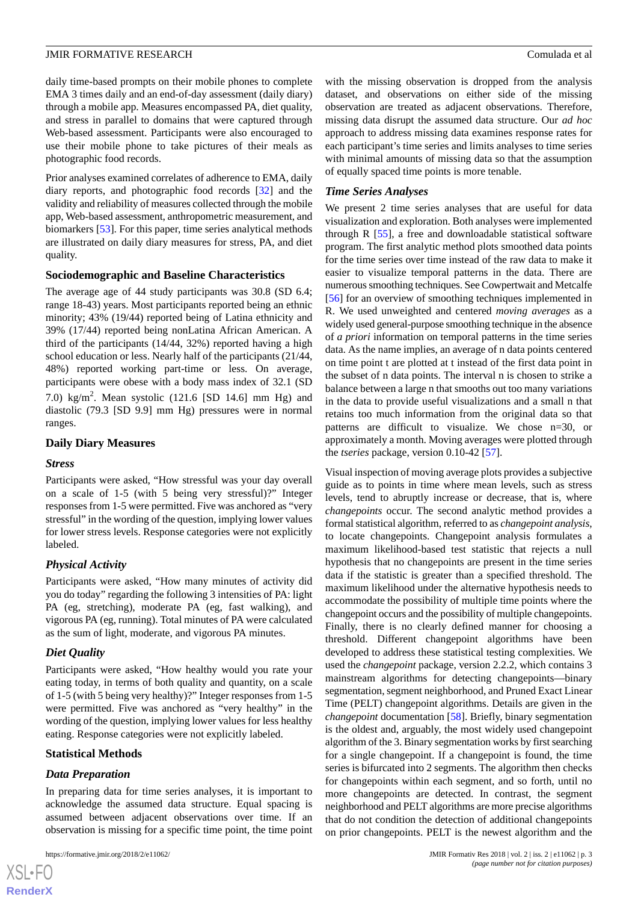daily time-based prompts on their mobile phones to complete EMA 3 times daily and an end-of-day assessment (daily diary) through a mobile app. Measures encompassed PA, diet quality, and stress in parallel to domains that were captured through Web-based assessment. Participants were also encouraged to use their mobile phone to take pictures of their meals as photographic food records.

Prior analyses examined correlates of adherence to EMA, daily diary reports, and photographic food records [32] and the validity and reliability of measures collected through the mobile app, Web-based assessment, anthropometric measurement, and biomarkers [53]. For this paper, time series analytical methods are illustrated on daily diary measures for stress, PA, and diet quality.

### Sociodemographic and Baseline Characteristics

The average age of 44 study participants was 30.8 (SD 6.4; range 18-43) years. Most participants reported being an ethnic minority; 43% (19/44) reported being of Latina ethnicity and 39% (17/44) reported being nonLatina African American. A third of the participants (14/44, 32%) reported having a high school education or less. Nearly half of the participants (21/44, 48%) reported working part-time or less. On average, participants were obese with a body mass index of 32.1 (SD 7.0) kg/m$^2$. Mean systolic (121.6 [SD 14.6] mm Hg) and diastolic (79.3 [SD 9.9] mm Hg) pressures were in normal ranges.

### Daily Diary Measures

#### *Stress*

Participants were asked, “How stressful was your day overall on a scale of 1-5 (with 5 being very stressful)?” Integer responses from 1-5 were permitted. Five was anchored as “very stressful” in the wording of the question, implying lower values for lower stress levels. Response categories were not explicitly labeled.

#### *Physical Activity*

Participants were asked, “How many minutes of activity did you do today” regarding the following 3 intensities of PA: light PA (eg, stretching), moderate PA (eg, fast walking), and vigorous PA (eg, running). Total minutes of PA were calculated as the sum of light, moderate, and vigorous PA minutes.

#### *Diet Quality*

Participants were asked, “How healthy would you rate your eating today, in terms of both quality and quantity, on a scale of 1-5 (with 5 being very healthy)?” Integer responses from 1-5 were permitted. Five was anchored as “very healthy” in the wording of the question, implying lower values for less healthy eating. Response categories were not explicitly labeled.

### Statistical Methods

#### *Data Preparation*

In preparing data for time series analyses, it is important to acknowledge the assumed data structure. Equal spacing is assumed between adjacent observations over time. If an observation is missing for a specific time point, the time point with the missing observation is dropped from the analysis dataset, and observations on either side of the missing observation are treated as adjacent observations. Therefore, missing data disrupt the assumed data structure. Our *ad hoc* approach to address missing data examines response rates for each participant’s time series and limits analyses to time series with minimal amounts of missing data so that the assumption of equally spaced time points is more tenable.

#### *Time Series Analyses*

We present 2 time series analyses that are useful for data visualization and exploration. Both analyses were implemented through R [55], a free and downloadable statistical software program. The first analytic method plots smoothed data points for the time series over time instead of the raw data to make it easier to visualize temporal patterns in the data. There are numerous smoothing techniques. See Cowpertwait and Metcalfe [56] for an overview of smoothing techniques implemented in R. We used unweighted and centered *moving averages* as a widely used general-purpose smoothing technique in the absence of *a priori* information on temporal patterns in the time series data. As the name implies, an average of n data points centered on time point t are plotted at t instead of the first data point in the subset of n data points. The interval n is chosen to strike a balance between a large n that smooths out too many variations in the data to provide useful visualizations and a small n that retains too much information from the original data so that patterns are difficult to visualize. We chose n=30, or approximately a month. Moving averages were plotted through the *tseries* package, version 0.10-42 [57].

Visual inspection of moving average plots provides a subjective guide as to points in time where mean levels, such as stress levels, tend to abruptly increase or decrease, that is, where *changepoints* occur. The second analytic method provides a formal statistical algorithm, referred to as *changepoint analysis*, to locate changepoints. Changepoint analysis formulates a maximum likelihood-based test statistic that rejects a null hypothesis that no changepoints are present in the time series data if the statistic is greater than a specified threshold. The maximum likelihood under the alternative hypothesis needs to accommodate the possibility of multiple time points where the changepoint occurs and the possibility of multiple changepoints. Finally, there is no clearly defined manner for choosing a threshold. Different changepoint algorithms have been developed to address these statistical testing complexities. We used the *changepoint* package, version 2.2.2, which contains 3 mainstream algorithms for detecting changepoints—binary segmentation, segment neighborhood, and Pruned Exact Linear Time (PELT) changepoint algorithms. Details are given in the *changepoint* documentation [58]. Briefly, binary segmentation is the oldest and, arguably, the most widely used changepoint algorithm of the 3. Binary segmentation works by first searching for a single changepoint. If a changepoint is found, the time series is bifurcated into 2 segments. The algorithm then checks for changepoints within each segment, and so forth, until no more changepoints are detected. In contrast, the segment neighborhood and PELT algorithms are more precise algorithms that do not condition the detection of additional changepoints on prior changepoints. PELT is the newest algorithm and the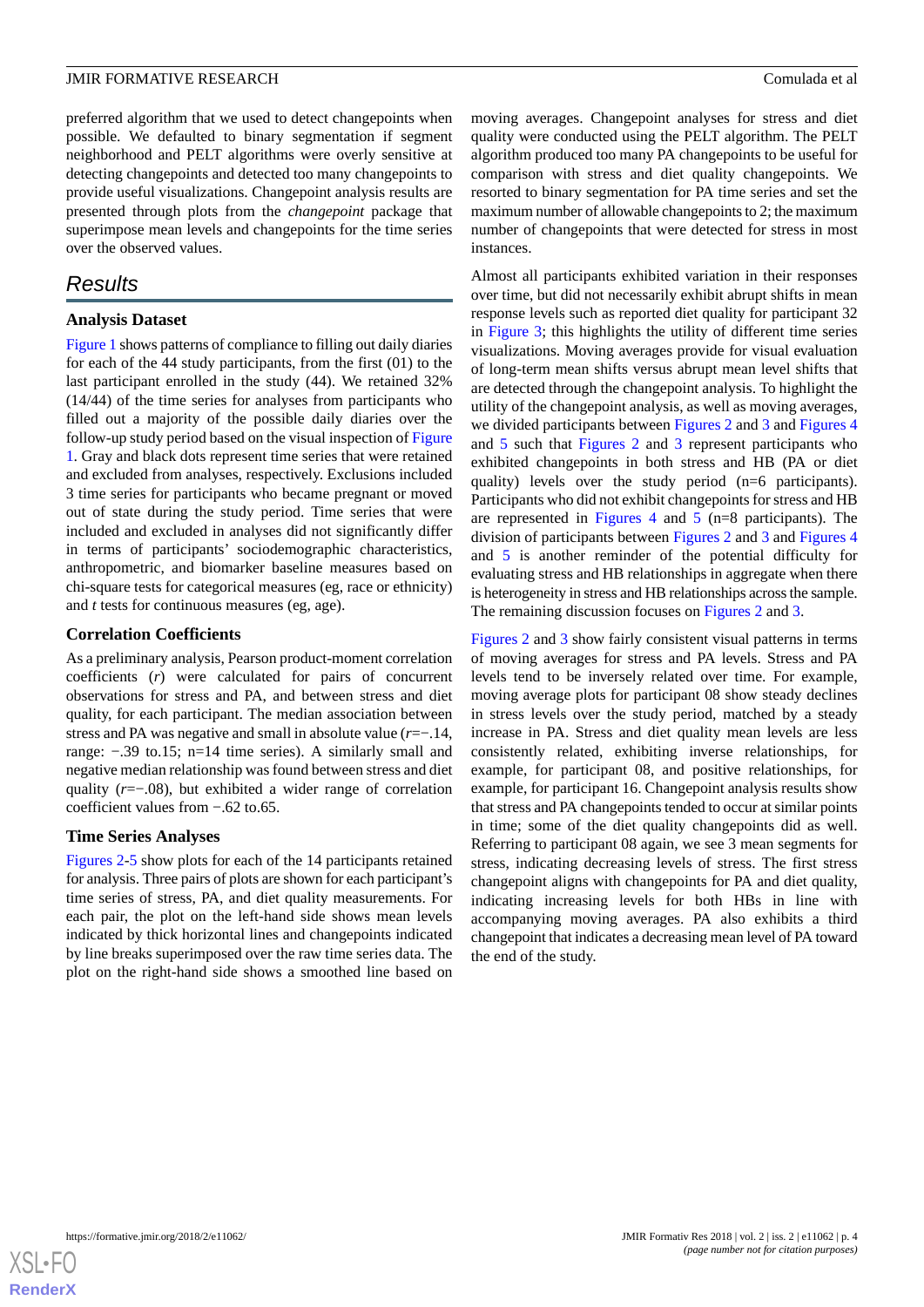preferred algorithm that we used to detect changepoints when possible. We defaulted to binary segmentation if segment neighborhood and PELT algorithms were overly sensitive at detecting changepoints and detected too many changepoints to provide useful visualizations. Changepoint analysis results are presented through plots from the *changepoint* package that superimpose mean levels and changepoints for the time series over the observed values.

## Results

### Analysis Dataset

Figure 1 shows patterns of compliance to filling out daily diaries for each of the 44 study participants, from the first (01) to the last participant enrolled in the study (44). We retained 32% (14/44) of the time series for analyses from participants who filled out a majority of the possible daily diaries over the follow-up study period based on the visual inspection of Figure 1. Gray and black dots represent time series that were retained and excluded from analyses, respectively. Exclusions included 3 time series for participants who became pregnant or moved out of state during the study period. Time series that were included and excluded in analyses did not significantly differ in terms of participants' sociodemographic characteristics, anthropometric, and biomarker baseline measures based on chi-square tests for categorical measures (eg, race or ethnicity) and *t* tests for continuous measures (eg, age).

### Correlation Coefficients

As a preliminary analysis, Pearson product-moment correlation coefficients (*r*) were calculated for pairs of concurrent observations for stress and PA, and between stress and diet quality, for each participant. The median association between stress and PA was negative and small in absolute value ($r$=−.14, range: −.39 to.15; n=14 time series). A similarly small and negative median relationship was found between stress and diet quality ($r$=−.08), but exhibited a wider range of correlation coefficient values from −.62 to.65.

### Time Series Analyses

Figures 2-5 show plots for each of the 14 participants retained for analysis. Three pairs of plots are shown for each participant's time series of stress, PA, and diet quality measurements. For each pair, the plot on the left-hand side shows mean levels indicated by thick horizontal lines and changepoints indicated by line breaks superimposed over the raw time series data. The plot on the right-hand side shows a smoothed line based on moving averages. Changepoint analyses for stress and diet quality were conducted using the PELT algorithm. The PELT algorithm produced too many PA changepoints to be useful for comparison with stress and diet quality changepoints. We resorted to binary segmentation for PA time series and set the maximum number of allowable changepoints to 2; the maximum number of changepoints that were detected for stress in most instances.

Almost all participants exhibited variation in their responses over time, but did not necessarily exhibit abrupt shifts in mean response levels such as reported diet quality for participant 32 in Figure 3; this highlights the utility of different time series visualizations. Moving averages provide for visual evaluation of long-term mean shifts versus abrupt mean level shifts that are detected through the changepoint analysis. To highlight the utility of the changepoint analysis, as well as moving averages, we divided participants between Figures 2 and 3 and Figures 4 and 5 such that Figures 2 and 3 represent participants who exhibited changepoints in both stress and HB (PA or diet quality) levels over the study period (n=6 participants). Participants who did not exhibit changepoints for stress and HB are represented in Figures 4 and 5 (n=8 participants). The division of participants between Figures 2 and 3 and Figures 4 and 5 is another reminder of the potential difficulty for evaluating stress and HB relationships in aggregate when there is heterogeneity in stress and HB relationships across the sample. The remaining discussion focuses on Figures 2 and 3.

Figures 2 and 3 show fairly consistent visual patterns in terms of moving averages for stress and PA levels. Stress and PA levels tend to be inversely related over time. For example, moving average plots for participant 08 show steady declines in stress levels over the study period, matched by a steady increase in PA. Stress and diet quality mean levels are less consistently related, exhibiting inverse relationships, for example, for participant 08, and positive relationships, for example, for participant 16. Changepoint analysis results show that stress and PA changepoints tended to occur at similar points in time; some of the diet quality changepoints did as well. Referring to participant 08 again, we see 3 mean segments for stress, indicating decreasing levels of stress. The first stress changepoint aligns with changepoints for PA and diet quality, indicating increasing levels for both HBs in line with accompanying moving averages. PA also exhibits a third changepoint that indicates a decreasing mean level of PA toward the end of the study.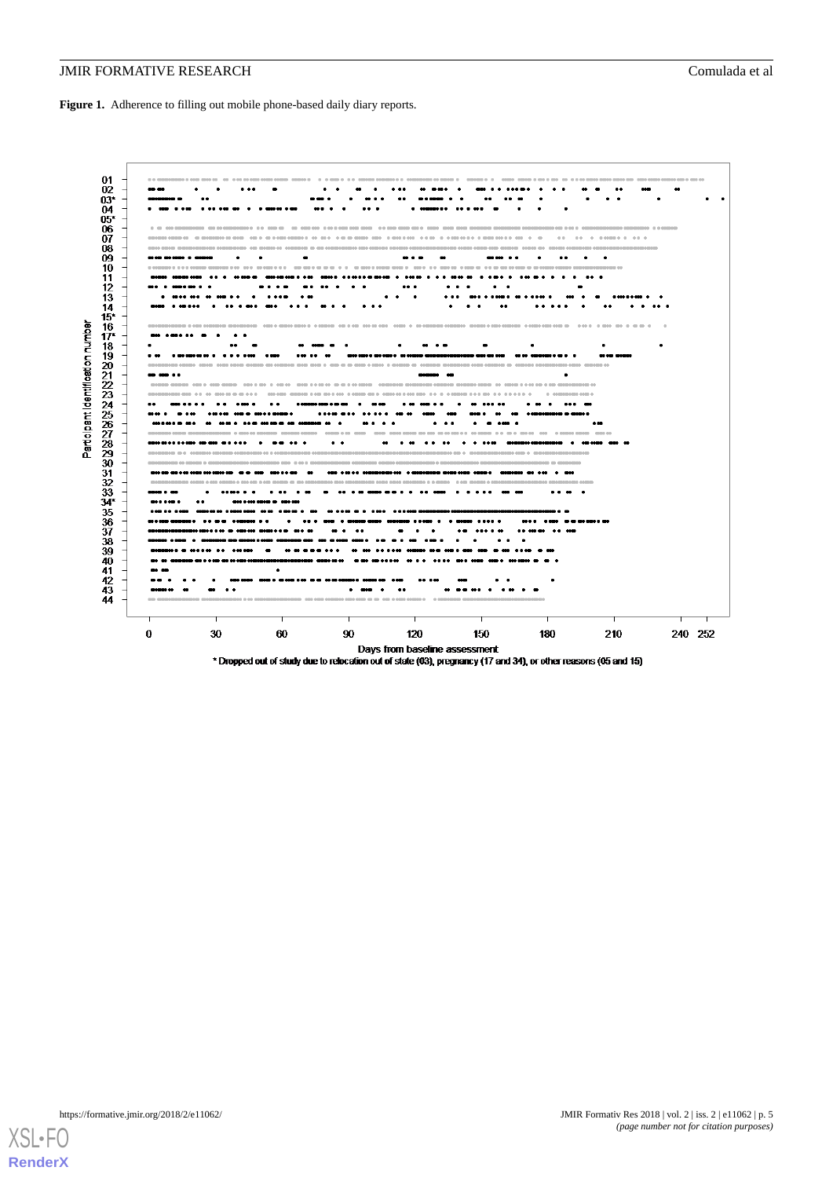**Figure 1.** Adherence to filling out mobile phone-based daily diary reports.

* Dropped out of study due to relocation out of state (03), pregnancy (17 and 34), or other reasons (05 and 15)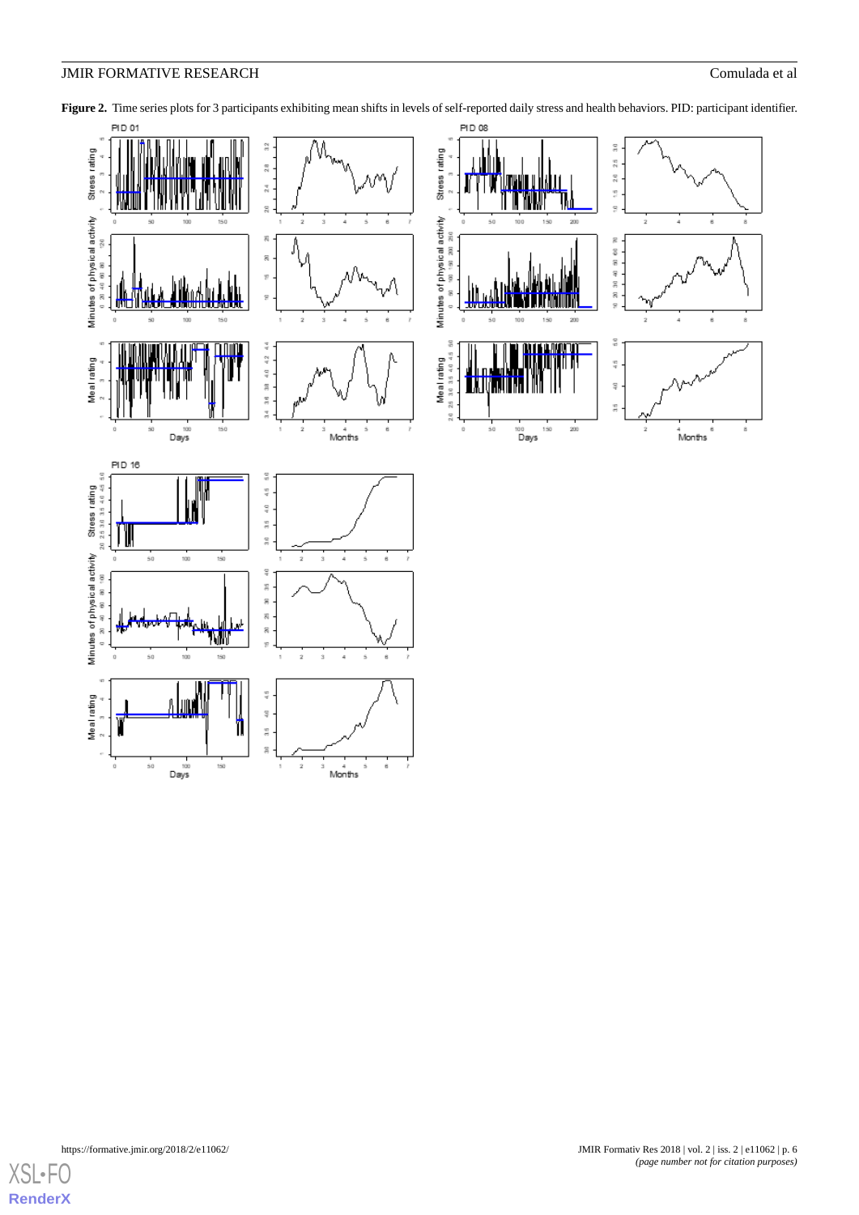**Figure 2.** Time series plots for 3 participants exhibiting mean shifts in levels of self-reported daily stress and health behaviors. PID: participant identifier.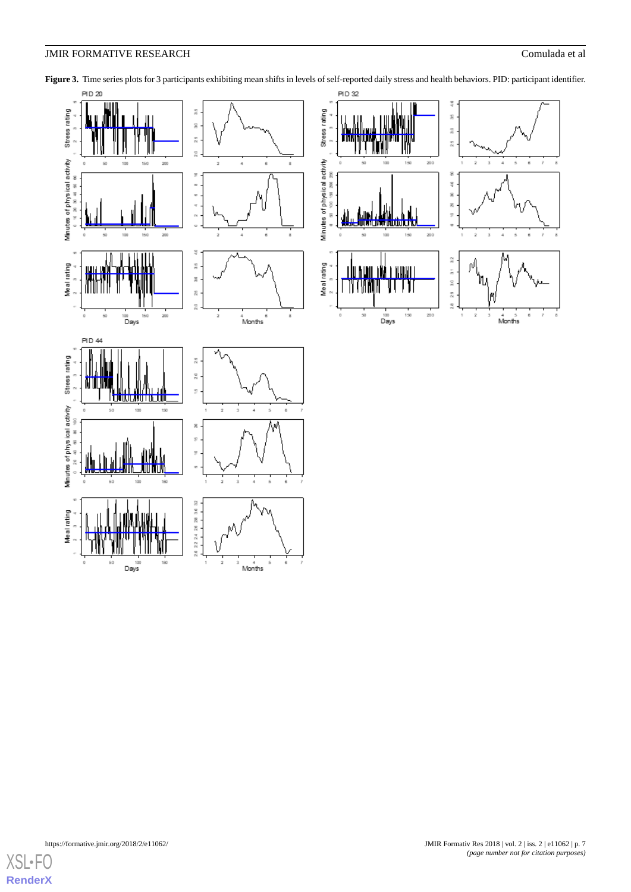**Figure 3.** Time series plots for 3 participants exhibiting mean shifts in levels of self-reported daily stress and health behaviors. PID: participant identifier.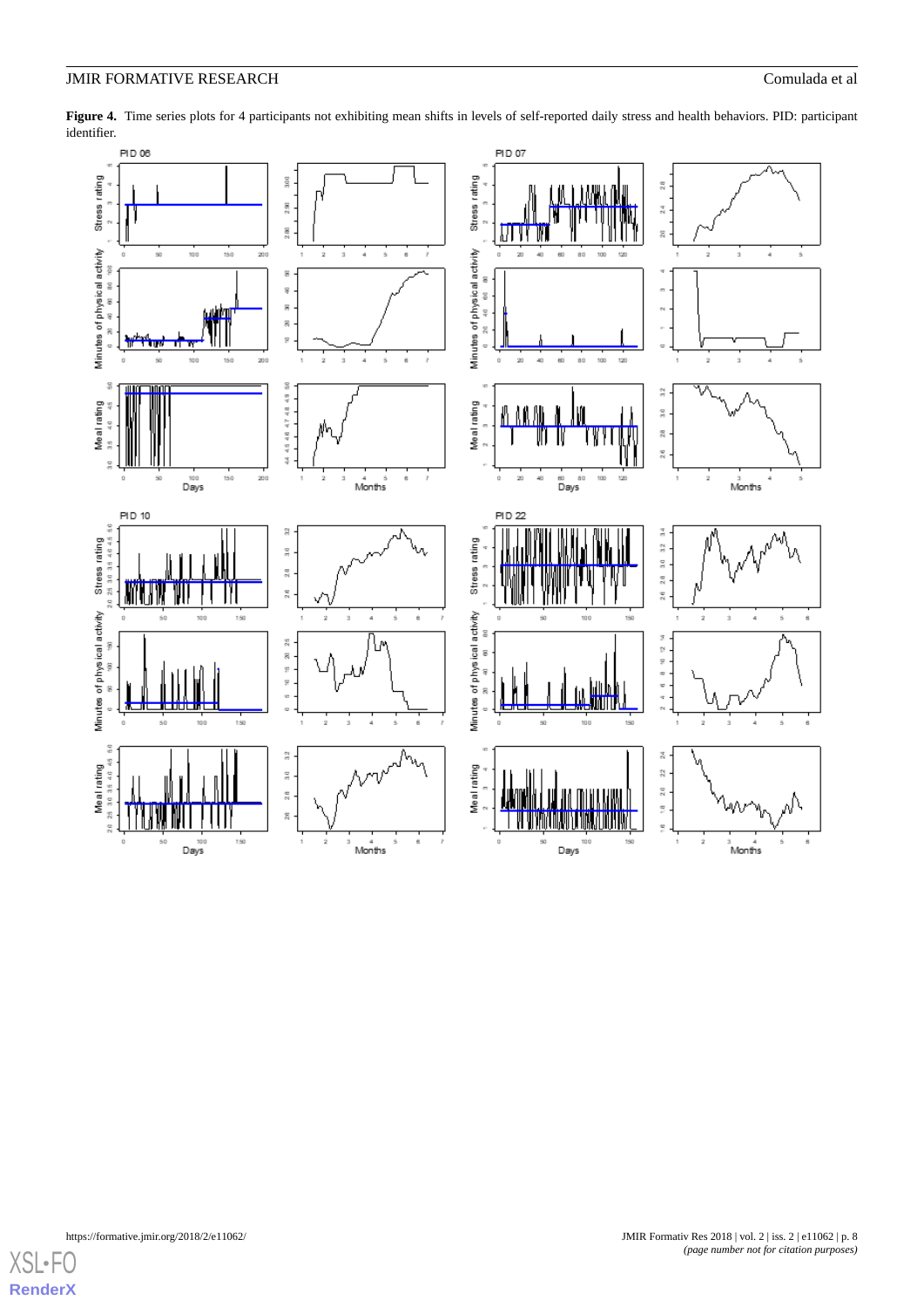**Figure 4.** Time series plots for 4 participants not exhibiting mean shifts in levels of self-reported daily stress and health behaviors. PID: participant identifier.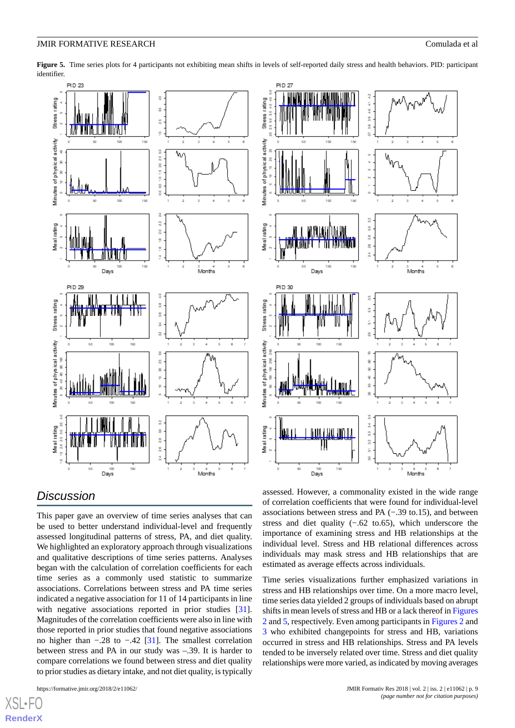**Figure 5.** Time series plots for 4 participants not exhibiting mean shifts in levels of self-reported daily stress and health behaviors. PID: participant identifier.

## Discussion

This paper gave an overview of time series analyses that can be used to better understand individual-level and frequently assessed longitudinal patterns of stress, PA, and diet quality. We highlighted an exploratory approach through visualizations and qualitative descriptions of time series patterns. Analyses began with the calculation of correlation coefficients for each time series as a commonly used statistic to summarize associations. Correlations between stress and PA time series indicated a negative association for 11 of 14 participants in line with negative associations reported in prior studies [31]. Magnitudes of the correlation coefficients were also in line with those reported in prior studies that found negative associations no higher than −.28 to −.42 [31]. The smallest correlation between stress and PA in our study was –.39. It is harder to compare correlations we found between stress and diet quality to prior studies as dietary intake, and not diet quality, is typically assessed. However, a commonality existed in the wide range of correlation coefficients that were found for individual-level associations between stress and PA (−.39 to.15), and between stress and diet quality (−.62 to.65), which underscore the importance of examining stress and HB relationships at the individual level. Stress and HB relational differences across individuals may mask stress and HB relationships that are estimated as average effects across individuals.

Time series visualizations further emphasized variations in stress and HB relationships over time. On a more macro level, time series data yielded 2 groups of individuals based on abrupt shifts in mean levels of stress and HB or a lack thereof in Figures 2 and 5, respectively. Even among participants in Figures 2 and 3 who exhibited changepoints for stress and HB, variations occurred in stress and HB relationships. Stress and PA levels tended to be inversely related over time. Stress and diet quality relationships were more varied, as indicated by moving averages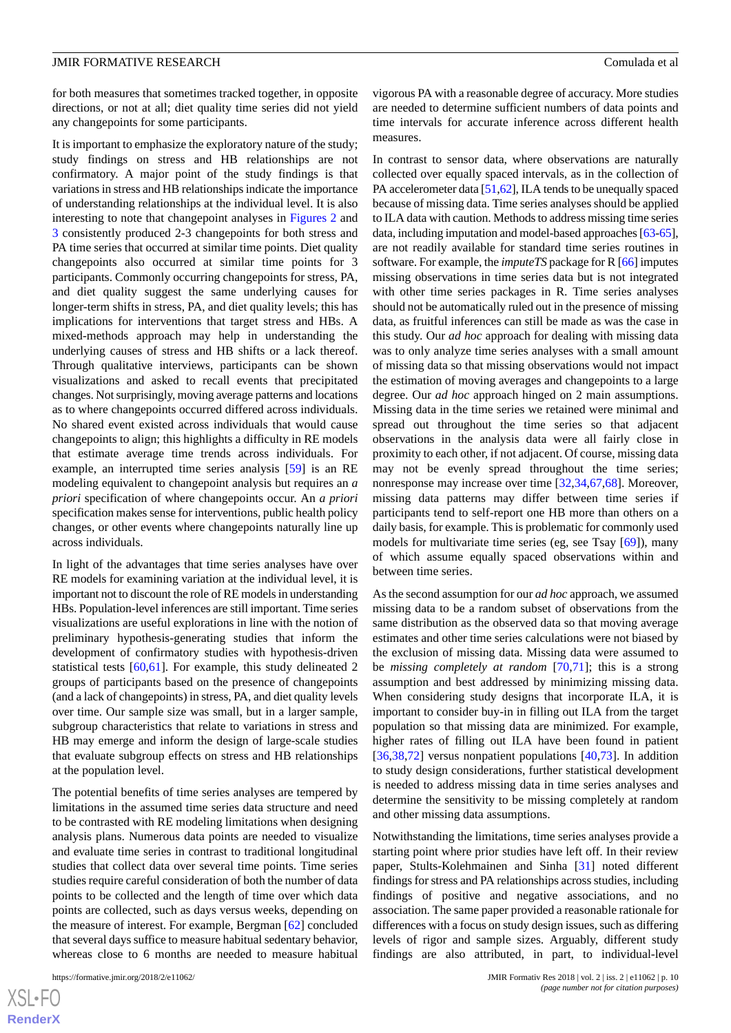for both measures that sometimes tracked together, in opposite directions, or not at all; diet quality time series did not yield any changepoints for some participants.

It is important to emphasize the exploratory nature of the study; study findings on stress and HB relationships are not confirmatory. A major point of the study findings is that variations in stress and HB relationships indicate the importance of understanding relationships at the individual level. It is also interesting to note that changepoint analyses in Figures 2 and 3 consistently produced 2-3 changepoints for both stress and PA time series that occurred at similar time points. Diet quality changepoints also occurred at similar time points for 3 participants. Commonly occurring changepoints for stress, PA, and diet quality suggest the same underlying causes for longer-term shifts in stress, PA, and diet quality levels; this has implications for interventions that target stress and HBs. A mixed-methods approach may help in understanding the underlying causes of stress and HB shifts or a lack thereof. Through qualitative interviews, participants can be shown visualizations and asked to recall events that precipitated changes. Not surprisingly, moving average patterns and locations as to where changepoints occurred differed across individuals. No shared event existed across individuals that would cause changepoints to align; this highlights a difficulty in RE models that estimate average time trends across individuals. For example, an interrupted time series analysis [59] is an RE modeling equivalent to changepoint analysis but requires an *a priori* specification of where changepoints occur. An *a priori* specification makes sense for interventions, public health policy changes, or other events where changepoints naturally line up across individuals.

In light of the advantages that time series analyses have over RE models for examining variation at the individual level, it is important not to discount the role of RE models in understanding HBs. Population-level inferences are still important. Time series visualizations are useful explorations in line with the notion of preliminary hypothesis-generating studies that inform the development of confirmatory studies with hypothesis-driven statistical tests [60,61]. For example, this study delineated 2 groups of participants based on the presence of changepoints (and a lack of changepoints) in stress, PA, and diet quality levels over time. Our sample size was small, but in a larger sample, subgroup characteristics that relate to variations in stress and HB may emerge and inform the design of large-scale studies that evaluate subgroup effects on stress and HB relationships at the population level.

The potential benefits of time series analyses are tempered by limitations in the assumed time series data structure and need to be contrasted with RE modeling limitations when designing analysis plans. Numerous data points are needed to visualize and evaluate time series in contrast to traditional longitudinal studies that collect data over several time points. Time series studies require careful consideration of both the number of data points to be collected and the length of time over which data points are collected, such as days versus weeks, depending on the measure of interest. For example, Bergman [62] concluded that several days suffice to measure habitual sedentary behavior, whereas close to 6 months are needed to measure habitual vigorous PA with a reasonable degree of accuracy. More studies are needed to determine sufficient numbers of data points and time intervals for accurate inference across different health measures.

In contrast to sensor data, where observations are naturally collected over equally spaced intervals, as in the collection of PA accelerometer data [51,62], ILA tends to be unequally spaced because of missing data. Time series analyses should be applied to ILA data with caution. Methods to address missing time series data, including imputation and model-based approaches [63-65], are not readily available for standard time series routines in software. For example, the *imputeTS* package for R [66] imputes missing observations in time series data but is not integrated with other time series packages in R. Time series analyses should not be automatically ruled out in the presence of missing data, as fruitful inferences can still be made as was the case in this study. Our *ad hoc* approach for dealing with missing data was to only analyze time series analyses with a small amount of missing data so that missing observations would not impact the estimation of moving averages and changepoints to a large degree. Our *ad hoc* approach hinged on 2 main assumptions. Missing data in the time series we retained were minimal and spread out throughout the time series so that adjacent observations in the analysis data were all fairly close in proximity to each other, if not adjacent. Of course, missing data may not be evenly spread throughout the time series; nonresponse may increase over time [32,34,67,68]. Moreover, missing data patterns may differ between time series if participants tend to self-report one HB more than others on a daily basis, for example. This is problematic for commonly used models for multivariate time series (eg, see Tsay [69]), many of which assume equally spaced observations within and between time series.

As the second assumption for our *ad hoc* approach, we assumed missing data to be a random subset of observations from the same distribution as the observed data so that moving average estimates and other time series calculations were not biased by the exclusion of missing data. Missing data were assumed to be *missing completely at random* [70,71]; this is a strong assumption and best addressed by minimizing missing data. When considering study designs that incorporate ILA, it is important to consider buy-in in filling out ILA from the target population so that missing data are minimized. For example, higher rates of filling out ILA have been found in patient [36,38,72] versus nonpatient populations [40,73]. In addition to study design considerations, further statistical development is needed to address missing data in time series analyses and determine the sensitivity to be missing completely at random and other missing data assumptions.

Notwithstanding the limitations, time series analyses provide a starting point where prior studies have left off. In their review paper, Stults-Kolehmainen and Sinha [31] noted different findings for stress and PA relationships across studies, including findings of positive and negative associations, and no association. The same paper provided a reasonable rationale for differences with a focus on study design issues, such as differing levels of rigor and sample sizes. Arguably, different study findings are also attributed, in part, to individual-level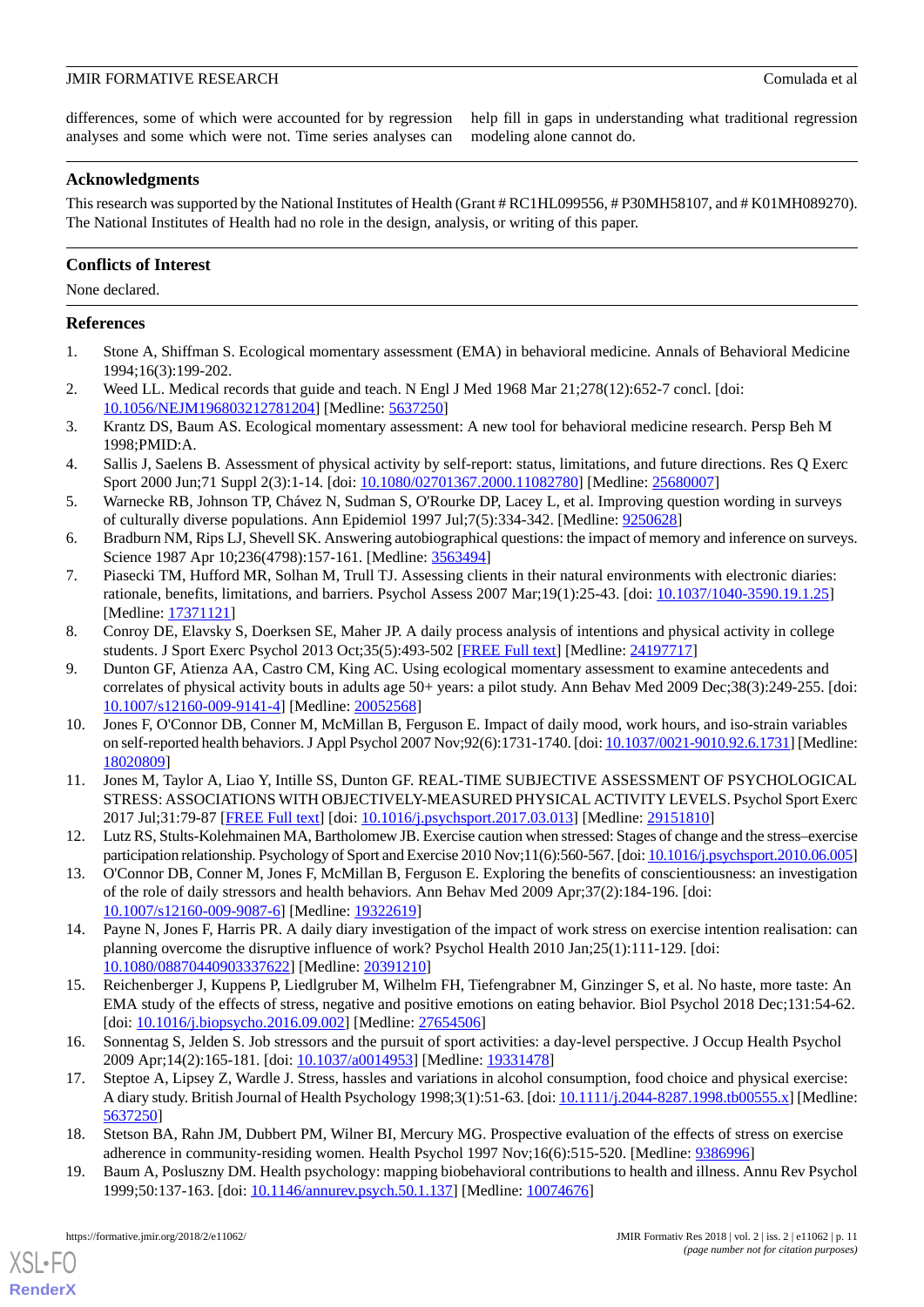differences, some of which were accounted for by regression analyses and some which were not. Time series analyses can help fill in gaps in understanding what traditional regression modeling alone cannot do.

## Acknowledgments

This research was supported by the National Institutes of Health (Grant # RC1HL099556, # P30MH58107, and # K01MH089270). The National Institutes of Health had no role in the design, analysis, or writing of this paper.

## Conflicts of Interest

None declared.

## References

1. Stone A, Shiffman S. Ecological momentary assessment (EMA) in behavioral medicine. Annals of Behavioral Medicine 1994;16(3):199-202.
2. Weed LL. Medical records that guide and teach. N Engl J Med 1968 Mar 21;278(12):652-7 concl. [doi: 10.1056/NEJM196803212781204] [Medline: 5637250]
3. Krantz DS, Baum AS. Ecological momentary assessment: A new tool for behavioral medicine research. Persp Beh M 1998;PMID:A.
4. Sallis J, Saelens B. Assessment of physical activity by self-report: status, limitations, and future directions. Res Q Exerc Sport 2000 Jun;71 Suppl 2(3):1-14. [doi: 10.1080/02701367.2000.11082780] [Medline: 25680007]
5. Warnecke RB, Johnson TP, Chávez N, Sudman S, O'Rourke DP, Lacey L, et al. Improving question wording in surveys of culturally diverse populations. Ann Epidemiol 1997 Jul;7(5):334-342. [Medline: 9250628]
6. Bradburn NM, Rips LJ, Shevell SK. Answering autobiographical questions: the impact of memory and inference on surveys. Science 1987 Apr 10;236(4798):157-161. [Medline: 3563494]
7. Piasecki TM, Hufford MR, Solhan M, Trull TJ. Assessing clients in their natural environments with electronic diaries: rationale, benefits, limitations, and barriers. Psychol Assess 2007 Mar;19(1):25-43. [doi: 10.1037/1040-3590.19.1.25] [Medline: 17371121]
8. Conroy DE, Elavsky S, Doerksen SE, Maher JP. A daily process analysis of intentions and physical activity in college students. J Sport Exerc Psychol 2013 Oct;35(5):493-502 [FREE Full text] [Medline: 24197717]
9. Dunton GF, Atienza AA, Castro CM, King AC. Using ecological momentary assessment to examine antecedents and correlates of physical activity bouts in adults age 50+ years: a pilot study. Ann Behav Med 2009 Dec;38(3):249-255. [doi: 10.1007/s12160-009-9141-4] [Medline: 20052568]
10. Jones F, O'Connor DB, Conner M, McMillan B, Ferguson E. Impact of daily mood, work hours, and iso-strain variables on self-reported health behaviors. J Appl Psychol 2007 Nov;92(6):1731-1740. [doi: 10.1037/0021-9010.92.6.1731] [Medline: 18020809]
11. Jones M, Taylor A, Liao Y, Intille SS, Dunton GF. REAL-TIME SUBJECTIVE ASSESSMENT OF PSYCHOLOGICAL STRESS: ASSOCIATIONS WITH OBJECTIVELY-MEASURED PHYSICAL ACTIVITY LEVELS. Psychol Sport Exerc 2017 Jul;31:79-87 [FREE Full text] [doi: 10.1016/j.psychsport.2017.03.013] [Medline: 29151810]
12. Lutz RS, Stults-Kolehmainen MA, Bartholomew JB. Exercise caution when stressed: Stages of change and the stress–exercise participation relationship. Psychology of Sport and Exercise 2010 Nov;11(6):560-567. [doi: 10.1016/j.psychsport.2010.06.005]
13. O'Connor DB, Conner M, Jones F, McMillan B, Ferguson E. Exploring the benefits of conscientiousness: an investigation of the role of daily stressors and health behaviors. Ann Behav Med 2009 Apr;37(2):184-196. [doi: 10.1007/s12160-009-9087-6] [Medline: 19322619]
14. Payne N, Jones F, Harris PR. A daily diary investigation of the impact of work stress on exercise intention realisation: can planning overcome the disruptive influence of work? Psychol Health 2010 Jan;25(1):111-129. [doi: 10.1080/08870440903337622] [Medline: 20391210]
15. Reichenberger J, Kuppens P, Liedlgruber M, Wilhelm FH, Tiefengrabner M, Ginzinger S, et al. No haste, more taste: An EMA study of the effects of stress, negative and positive emotions on eating behavior. Biol Psychol 2018 Dec;131:54-62. [doi: 10.1016/j.biopsycho.2016.09.002] [Medline: 27654506]
16. Sonnentag S, Jelden S. Job stressors and the pursuit of sport activities: a day-level perspective. J Occup Health Psychol 2009 Apr;14(2):165-181. [doi: 10.1037/a0014953] [Medline: 19331478]
17. Steptoe A, Lipsey Z, Wardle J. Stress, hassles and variations in alcohol consumption, food choice and physical exercise: A diary study. British Journal of Health Psychology 1998;3(1):51-63. [doi: 10.1111/j.2044-8287.1998.tb00555.x] [Medline: 5637250]
18. Stetson BA, Rahn JM, Dubbert PM, Wilner BI, Mercury MG. Prospective evaluation of the effects of stress on exercise adherence in community-residing women. Health Psychol 1997 Nov;16(6):515-520. [Medline: 9386996]
19. Baum A, Posluszny DM. Health psychology: mapping biobehavioral contributions to health and illness. Annu Rev Psychol 1999;50:137-163. [doi: 10.1146/annurev.psych.50.1.137] [Medline: 10074676]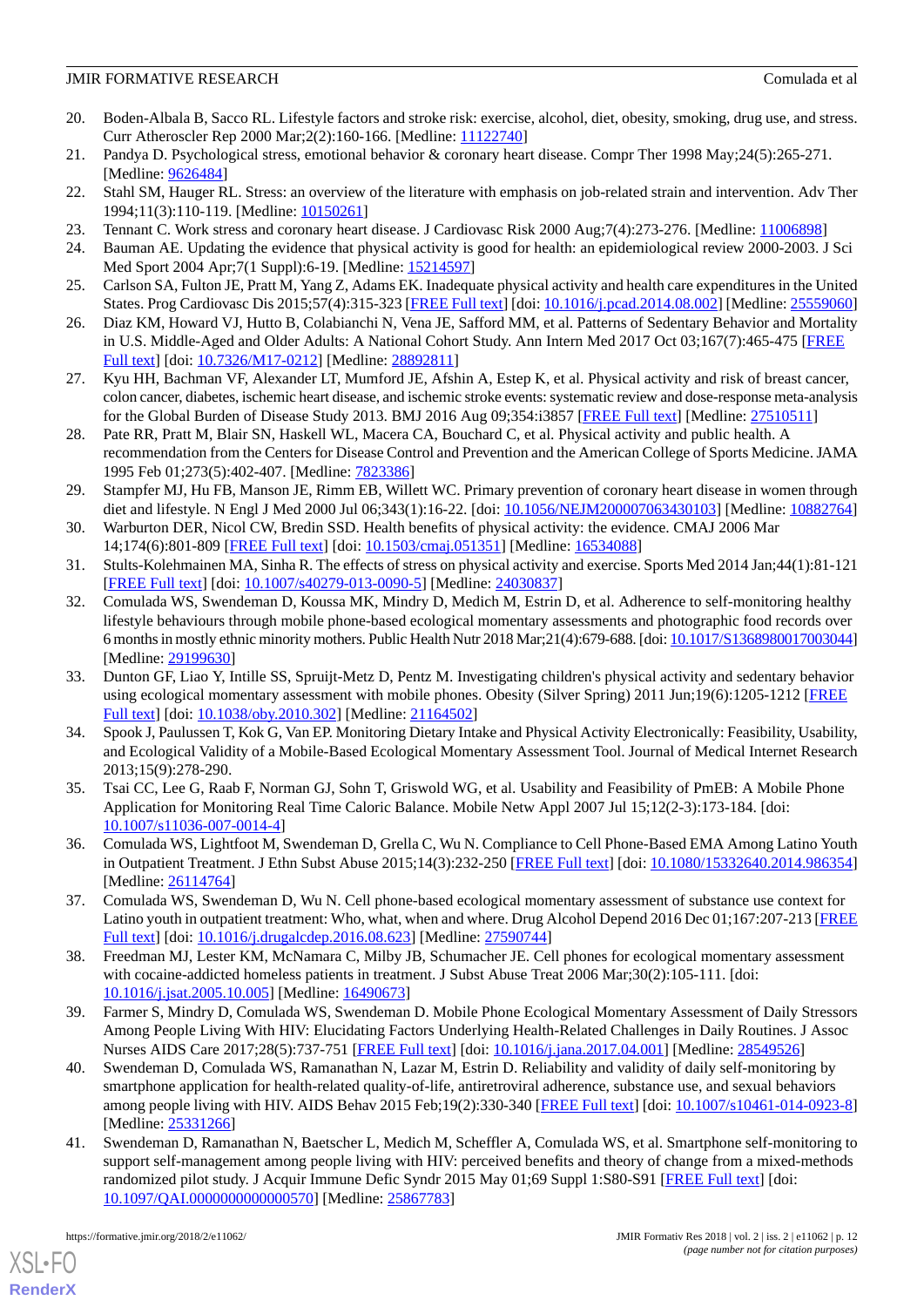20. Boden-Albala B, Sacco RL. Lifestyle factors and stroke risk: exercise, alcohol, diet, obesity, smoking, drug use, and stress. Curr Atheroscler Rep 2000 Mar;2(2):160-166. [Medline: 11122740]
21. Pandya D. Psychological stress, emotional behavior & coronary heart disease. Compr Ther 1998 May;24(5):265-271. [Medline: 9626484]
22. Stahl SM, Hauger RL. Stress: an overview of the literature with emphasis on job-related strain and intervention. Adv Ther 1994;11(3):110-119. [Medline: 10150261]
23. Tennant C. Work stress and coronary heart disease. J Cardiovasc Risk 2000 Aug;7(4):273-276. [Medline: 11006898]
24. Bauman AE. Updating the evidence that physical activity is good for health: an epidemiological review 2000-2003. J Sci Med Sport 2004 Apr;7(1 Suppl):6-19. [Medline: 15214597]
25. Carlson SA, Fulton JE, Pratt M, Yang Z, Adams EK. Inadequate physical activity and health care expenditures in the United States. Prog Cardiovasc Dis 2015;57(4):315-323 [FREE Full text] [doi: 10.1016/j.pcad.2014.08.002] [Medline: 25559060]
26. Diaz KM, Howard VJ, Hutto B, Colabianchi N, Vena JE, Safford MM, et al. Patterns of Sedentary Behavior and Mortality in U.S. Middle-Aged and Older Adults: A National Cohort Study. Ann Intern Med 2017 Oct 03;167(7):465-475 [FREE Full text] [doi: 10.7326/M17-0212] [Medline: 28892811]
27. Kyu HH, Bachman VF, Alexander LT, Mumford JE, Afshin A, Estep K, et al. Physical activity and risk of breast cancer, colon cancer, diabetes, ischemic heart disease, and ischemic stroke events: systematic review and dose-response meta-analysis for the Global Burden of Disease Study 2013. BMJ 2016 Aug 09;354:i3857 [FREE Full text] [Medline: 27510511]
28. Pate RR, Pratt M, Blair SN, Haskell WL, Macera CA, Bouchard C, et al. Physical activity and public health. A recommendation from the Centers for Disease Control and Prevention and the American College of Sports Medicine. JAMA 1995 Feb 01;273(5):402-407. [Medline: 7823386]
29. Stampfer MJ, Hu FB, Manson JE, Rimm EB, Willett WC. Primary prevention of coronary heart disease in women through diet and lifestyle. N Engl J Med 2000 Jul 06;343(1):16-22. [doi: 10.1056/NEJM200007063430103] [Medline: 10882764]
30. Warburton DER, Nicol CW, Bredin SSD. Health benefits of physical activity: the evidence. CMAJ 2006 Mar 14;174(6):801-809 [FREE Full text] [doi: 10.1503/cmaj.051351] [Medline: 16534088]
31. Stults-Kolehmainen MA, Sinha R. The effects of stress on physical activity and exercise. Sports Med 2014 Jan;44(1):81-121 [FREE Full text] [doi: 10.1007/s40279-013-0090-5] [Medline: 24030837]
32. Comulada WS, Swendeman D, Koussa MK, Mindry D, Medich M, Estrin D, et al. Adherence to self-monitoring healthy lifestyle behaviours through mobile phone-based ecological momentary assessments and photographic food records over 6 months in mostly ethnic minority mothers. Public Health Nutr 2018 Mar;21(4):679-688. [doi: 10.1017/S1368980017003044] [Medline: 29199630]
33. Dunton GF, Liao Y, Intille SS, Spruijt-Metz D, Pentz M. Investigating children's physical activity and sedentary behavior using ecological momentary assessment with mobile phones. Obesity (Silver Spring) 2011 Jun;19(6):1205-1212 [FREE Full text] [doi: 10.1038/oby.2010.302] [Medline: 21164502]
34. Spook J, Paulussen T, Kok G, Van EP. Monitoring Dietary Intake and Physical Activity Electronically: Feasibility, Usability, and Ecological Validity of a Mobile-Based Ecological Momentary Assessment Tool. Journal of Medical Internet Research 2013;15(9):278-290.
35. Tsai CC, Lee G, Raab F, Norman GJ, Sohn T, Griswold WG, et al. Usability and Feasibility of PmEB: A Mobile Phone Application for Monitoring Real Time Caloric Balance. Mobile Netw Appl 2007 Jul 15;12(2-3):173-184. [doi: 10.1007/s11036-007-0014-4]
36. Comulada WS, Lightfoot M, Swendeman D, Grella C, Wu N. Compliance to Cell Phone-Based EMA Among Latino Youth in Outpatient Treatment. J Ethn Subst Abuse 2015;14(3):232-250 [FREE Full text] [doi: 10.1080/15332640.2014.986354] [Medline: 26114764]
37. Comulada WS, Swendeman D, Wu N. Cell phone-based ecological momentary assessment of substance use context for Latino youth in outpatient treatment: Who, what, when and where. Drug Alcohol Depend 2016 Dec 01;167:207-213 [FREE Full text] [doi: 10.1016/j.drugalcdep.2016.08.623] [Medline: 27590744]
38. Freedman MJ, Lester KM, McNamara C, Milby JB, Schumacher JE. Cell phones for ecological momentary assessment with cocaine-addicted homeless patients in treatment. J Subst Abuse Treat 2006 Mar;30(2):105-111. [doi: 10.1016/j.jsat.2005.10.005] [Medline: 16490673]
39. Farmer S, Mindry D, Comulada WS, Swendeman D. Mobile Phone Ecological Momentary Assessment of Daily Stressors Among People Living With HIV: Elucidating Factors Underlying Health-Related Challenges in Daily Routines. J Assoc Nurses AIDS Care 2017;28(5):737-751 [FREE Full text] [doi: 10.1016/j.jana.2017.04.001] [Medline: 28549526]
40. Swendeman D, Comulada WS, Ramanathan N, Lazar M, Estrin D. Reliability and validity of daily self-monitoring by smartphone application for health-related quality-of-life, antiretroviral adherence, substance use, and sexual behaviors among people living with HIV. AIDS Behav 2015 Feb;19(2):330-340 [FREE Full text] [doi: 10.1007/s10461-014-0923-8] [Medline: 25331266]
41. Swendeman D, Ramanathan N, Baetscher L, Medich M, Scheffler A, Comulada WS, et al. Smartphone self-monitoring to support self-management among people living with HIV: perceived benefits and theory of change from a mixed-methods randomized pilot study. J Acquir Immune Defic Syndr 2015 May 01;69 Suppl 1:S80-S91 [FREE Full text] [doi: 10.1097/QAI.0000000000000570] [Medline: 25867783]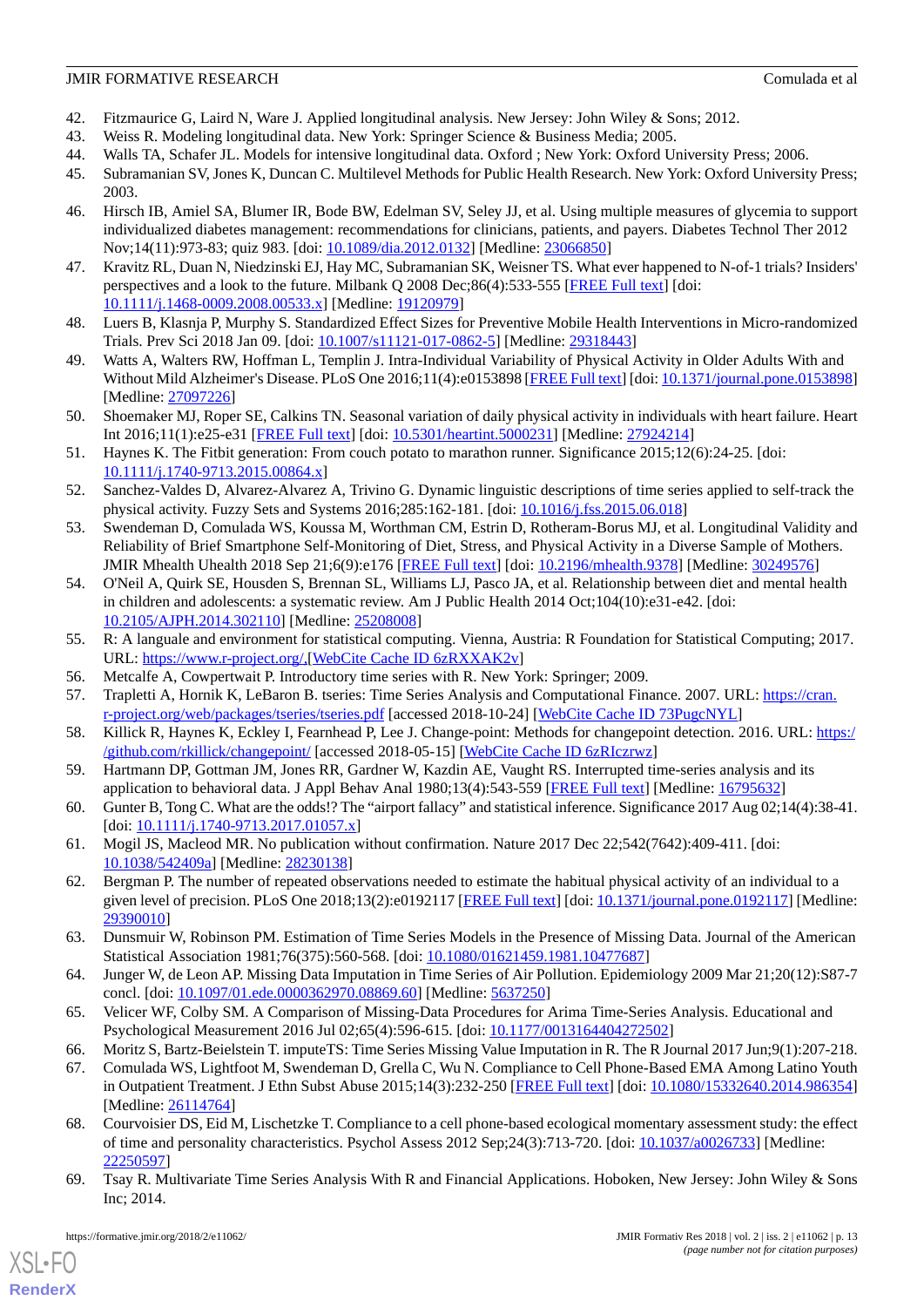42. Fitzmaurice G, Laird N, Ware J. Applied longitudinal analysis. New Jersey: John Wiley & Sons; 2012.
43. Weiss R. Modeling longitudinal data. New York: Springer Science & Business Media; 2005.
44. Walls TA, Schafer JL. Models for intensive longitudinal data. Oxford ; New York: Oxford University Press; 2006.
45. Subramanian SV, Jones K, Duncan C. Multilevel Methods for Public Health Research. New York: Oxford University Press; 2003.
46. Hirsch IB, Amiel SA, Blumer IR, Bode BW, Edelman SV, Seley JJ, et al. Using multiple measures of glycemia to support individualized diabetes management: recommendations for clinicians, patients, and payers. Diabetes Technol Ther 2012 Nov;14(11):973-83; quiz 983. [doi: 10.1089/dia.2012.0132] [Medline: 23066850]
47. Kravitz RL, Duan N, Niedzinski EJ, Hay MC, Subramanian SK, Weisner TS. What ever happened to N-of-1 trials? Insiders' perspectives and a look to the future. Milbank Q 2008 Dec;86(4):533-555 [FREE Full text] [doi: 10.1111/j.1468-0009.2008.00533.x] [Medline: 19120979]
48. Luers B, Klasnja P, Murphy S. Standardized Effect Sizes for Preventive Mobile Health Interventions in Micro-randomized Trials. Prev Sci 2018 Jan 09. [doi: 10.1007/s11121-017-0862-5] [Medline: 29318443]
49. Watts A, Walters RW, Hoffman L, Templin J. Intra-Individual Variability of Physical Activity in Older Adults With and Without Mild Alzheimer's Disease. PLoS One 2016;11(4):e0153898 [FREE Full text] [doi: 10.1371/journal.pone.0153898] [Medline: 27097226]
50. Shoemaker MJ, Roper SE, Calkins TN. Seasonal variation of daily physical activity in individuals with heart failure. Heart Int 2016;11(1):e25-e31 [FREE Full text] [doi: 10.5301/heartint.5000231] [Medline: 27924214]
51. Haynes K. The Fitbit generation: From couch potato to marathon runner. Significance 2015;12(6):24-25. [doi: 10.1111/j.1740-9713.2015.00864.x]
52. Sanchez-Valdes D, Alvarez-Alvarez A, Trivino G. Dynamic linguistic descriptions of time series applied to self-track the physical activity. Fuzzy Sets and Systems 2016;285:162-181. [doi: 10.1016/j.fss.2015.06.018]
53. Swendeman D, Comulada WS, Koussa M, Worthman CM, Estrin D, Rotheram-Borus MJ, et al. Longitudinal Validity and Reliability of Brief Smartphone Self-Monitoring of Diet, Stress, and Physical Activity in a Diverse Sample of Mothers. JMIR Mhealth Uhealth 2018 Sep 21;6(9):e176 [FREE Full text] [doi: 10.2196/mhealth.9378] [Medline: 30249576]
54. O'Neil A, Quirk SE, Housden S, Brennan SL, Williams LJ, Pasco JA, et al. Relationship between diet and mental health in children and adolescents: a systematic review. Am J Public Health 2014 Oct;104(10):e31-e42. [doi: 10.2105/AJPH.2014.302110] [Medline: 25208008]
55. R: A languale and environment for statistical computing. Vienna, Austria: R Foundation for Statistical Computing; 2017. URL: https://www.r-project.org/,[WebCite Cache ID 6zRXXAK2v]
56. Metcalfe A, Cowpertwait P. Introductory time series with R. New York: Springer; 2009.
57. Trapletti A, Hornik K, LeBaron B. tseries: Time Series Analysis and Computational Finance. 2007. URL: https://cran.r-project.org/web/packages/tseries/tseries.pdf [accessed 2018-10-24] [WebCite Cache ID 73PugcNYL]
58. Killick R, Haynes K, Eckley I, Fearnhead P, Lee J. Change-point: Methods for changepoint detection. 2016. URL: https://github.com/rkillick/changepoint/ [accessed 2018-05-15] [WebCite Cache ID 6zRIczrwz]
59. Hartmann DP, Gottman JM, Jones RR, Gardner W, Kazdin AE, Vaught RS. Interrupted time-series analysis and its application to behavioral data. J Appl Behav Anal 1980;13(4):543-559 [FREE Full text] [Medline: 16795632]
60. Gunter B, Tong C. What are the odds!? The "airport fallacy" and statistical inference. Significance 2017 Aug 02;14(4):38-41. [doi: 10.1111/j.1740-9713.2017.01057.x]
61. Mogil JS, Macleod MR. No publication without confirmation. Nature 2017 Dec 22;542(7642):409-411. [doi: 10.1038/542409a] [Medline: 28230138]
62. Bergman P. The number of repeated observations needed to estimate the habitual physical activity of an individual to a given level of precision. PLoS One 2018;13(2):e0192117 [FREE Full text] [doi: 10.1371/journal.pone.0192117] [Medline: 29390010]
63. Dunsmuir W, Robinson PM. Estimation of Time Series Models in the Presence of Missing Data. Journal of the American Statistical Association 1981;76(375):560-568. [doi: 10.1080/01621459.1981.10477687]
64. Junger W, de Leon AP. Missing Data Imputation in Time Series of Air Pollution. Epidemiology 2009 Mar 21;20(12):S87-7 concl. [doi: 10.1097/01.ede.0000362970.08869.60] [Medline: 5637250]
65. Velicer WF, Colby SM. A Comparison of Missing-Data Procedures for Arima Time-Series Analysis. Educational and Psychological Measurement 2016 Jul 02;65(4):596-615. [doi: 10.1177/0013164404272502]
66. Moritz S, Bartz-Beielstein T. imputeTS: Time Series Missing Value Imputation in R. The R Journal 2017 Jun;9(1):207-218.
67. Comulada WS, Lightfoot M, Swendeman D, Grella C, Wu N. Compliance to Cell Phone-Based EMA Among Latino Youth in Outpatient Treatment. J Ethn Subst Abuse 2015;14(3):232-250 [FREE Full text] [doi: 10.1080/15332640.2014.986354] [Medline: 26114764]
68. Courvoisier DS, Eid M, Lischetzke T. Compliance to a cell phone-based ecological momentary assessment study: the effect of time and personality characteristics. Psychol Assess 2012 Sep;24(3):713-720. [doi: 10.1037/a0026733] [Medline: 22250597]
69. Tsay R. Multivariate Time Series Analysis With R and Financial Applications. Hoboken, New Jersey: John Wiley & Sons Inc; 2014.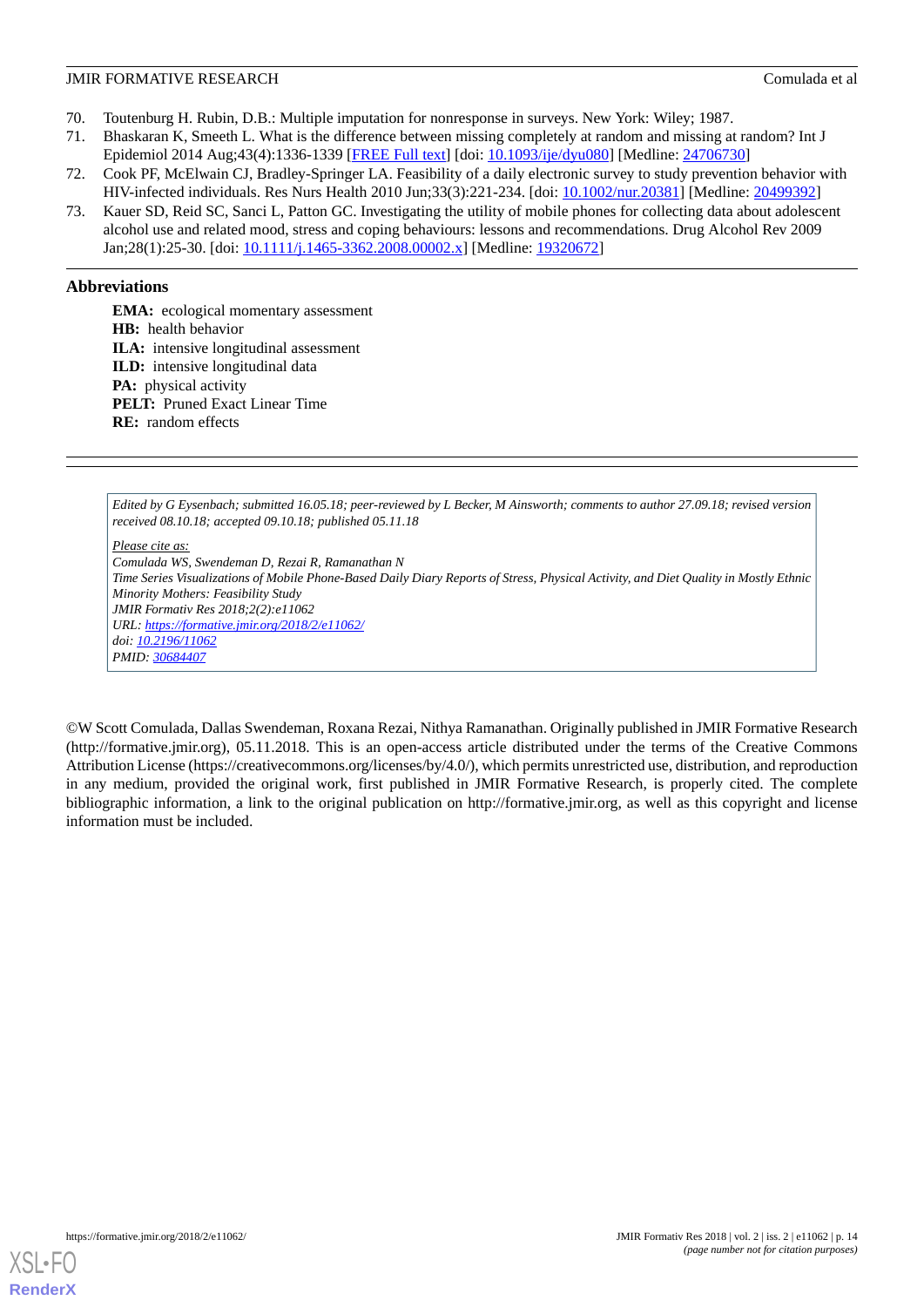70. Toutenburg H. Rubin, D.B.: Multiple imputation for nonresponse in surveys. New York: Wiley; 1987.
71. Bhaskaran K, Smeeth L. What is the difference between missing completely at random and missing at random? Int J Epidemiol 2014 Aug;43(4):1336-1339 [FREE Full text] [doi: 10.1093/ije/dyu080] [Medline: 24706730]
72. Cook PF, McElwain CJ, Bradley-Springer LA. Feasibility of a daily electronic survey to study prevention behavior with HIV-infected individuals. Res Nurs Health 2010 Jun;33(3):221-234. [doi: 10.1002/nur.20381] [Medline: 20499392]
73. Kauer SD, Reid SC, Sanci L, Patton GC. Investigating the utility of mobile phones for collecting data about adolescent alcohol use and related mood, stress and coping behaviours: lessons and recommendations. Drug Alcohol Rev 2009 Jan;28(1):25-30. [doi: 10.1111/j.1465-3362.2008.00002.x] [Medline: 19320672]

## Abbreviations

**EMA:** ecological momentary assessment
**HB:** health behavior
**ILA:** intensive longitudinal assessment
**ILD:** intensive longitudinal data
**PA:** physical activity
**PELT:** Pruned Exact Linear Time
**RE:** random effects

*Edited by G Eysenbach; submitted 16.05.18; peer-reviewed by L Becker, M Ainsworth; comments to author 27.09.18; revised version received 08.10.18; accepted 09.10.18; published 05.11.18*

*Please cite as:*
*Comulada WS, Swendeman D, Rezai R, Ramanathan N*
*Time Series Visualizations of Mobile Phone-Based Daily Diary Reports of Stress, Physical Activity, and Diet Quality in Mostly Ethnic Minority Mothers: Feasibility Study*
*JMIR Formativ Res 2018;2(2):e11062*
*URL: https://formative.jmir.org/2018/2/e11062/*
*doi: 10.2196/11062*
*PMID: 30684407*

©W Scott Comulada, Dallas Swendeman, Roxana Rezai, Nithya Ramanathan. Originally published in JMIR Formative Research (http://formative.jmir.org), 05.11.2018. This is an open-access article distributed under the terms of the Creative Commons Attribution License (https://creativecommons.org/licenses/by/4.0/), which permits unrestricted use, distribution, and reproduction in any medium, provided the original work, first published in JMIR Formative Research, is properly cited. The complete bibliographic information, a link to the original publication on http://formative.jmir.org, as well as this copyright and license information must be included.